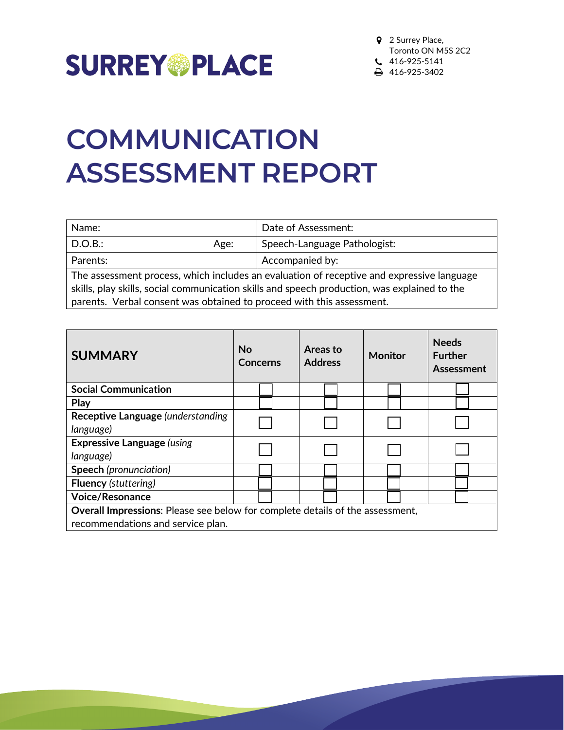SURREY PLACE

2 Surrey Place,
Toronto ON M5S 2C2
416-925-5141
416-925-3402

# COMMUNICATION ASSESSMENT REPORT

| Name: | Date of Assessment: |
|---|---|
| D.O.B.: Age: | Speech-Language Pathologist: |
| Parents: | Accompanied by: |
| The assessment process, which includes an evaluation of receptive and expressive language skills, play skills, social communication skills and speech production, was explained to the parents. Verbal consent was obtained to proceed with this assessment. | |

| **SUMMARY** | **No Concerns** | **Areas to Address** | **Monitor** | **Needs Further Assessment** |
|---|---|---|---|---|
| **Social Communication** | ☐ | ☐ | ☐ | ☐ |
| **Play** | ☐ | ☐ | ☐ | ☐ |
| **Receptive Language** *(understanding language)* | ☐ | ☐ | ☐ | ☐ |
| **Expressive Language** *(using language)* | ☐ | ☐ | ☐ | ☐ |
| **Speech** *(pronunciation)* | ☐ | ☐ | ☐ | ☐ |
| **Fluency** *(stuttering)* | ☐ | ☐ | ☐ | ☐ |
| **Voice/Resonance** | ☐ | ☐ | ☐ | ☐ |
| **Overall Impressions**: Please see below for complete details of the assessment, recommendations and service plan. | | | | |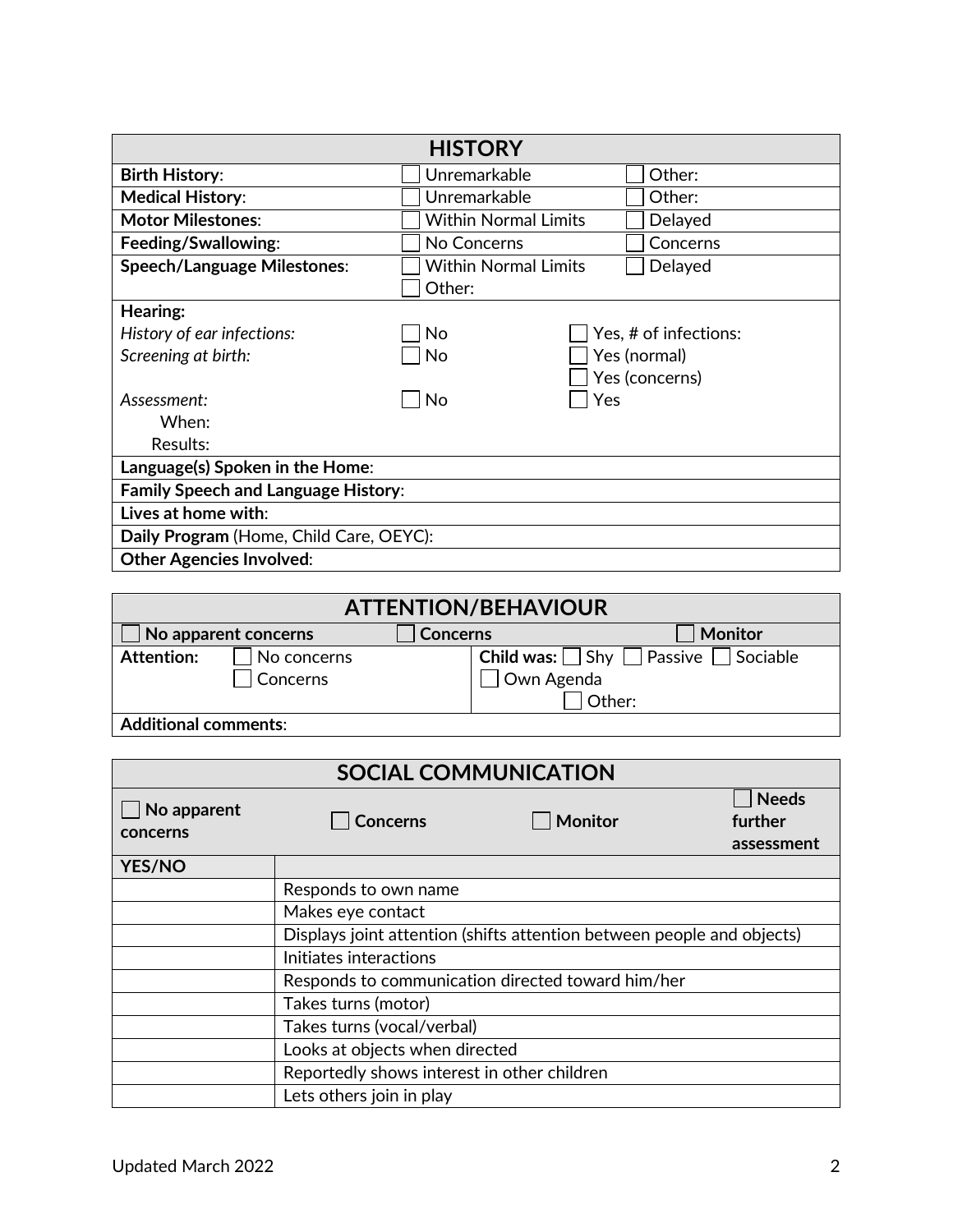| HISTORY | | |
|---|---|---|
| **Birth History**: | ☐ Unremarkable | ☐ Other: |
| **Medical History**: | ☐ Unremarkable | ☐ Other: |
| **Motor Milestones**: | ☐ Within Normal Limits | ☐ Delayed |
| **Feeding/Swallowing**: | ☐ No Concerns | ☐ Concerns |
| **Speech/Language Milestones**: | ☐ Within Normal Limits<br>☐ Other: | ☐ Delayed |
| **Hearing:** | | |
| *History of ear infections:* | ☐ No | ☐ Yes, # of infections: |
| *Screening at birth:* | ☐ No | ☐ Yes (normal)<br>☐ Yes (concerns) |
| *Assessment:*<br>When:<br>Results: | ☐ No | ☐ Yes |
| **Language(s) Spoken in the Home**: | | |
| **Family Speech and Language History**: | | |
| **Lives at home with**: | | |
| **Daily Program** (Home, Child Care, OEYC): | | |
| **Other Agencies Involved**: | | |

| ATTENTION/BEHAVIOUR | | |
|---|---|---|
| ☐ **No apparent concerns** | ☐ **Concerns** | ☐ **Monitor** |
| **Attention:** ☐ No concerns<br>☐ Concerns | **Child was:** ☐ Shy ☐ Passive ☐ Sociable<br>☐ Own Agenda<br>☐ Other: | |
| **Additional comments**: | | |

| SOCIAL COMMUNICATION | | | |
|---|---|---|---|
| ☐ **No apparent concerns** | ☐ **Concerns** | ☐ **Monitor** | ☐ **Needs further assessment** |

| YES/NO | |
|---|---|
| | Responds to own name |
| | Makes eye contact |
| | Displays joint attention (shifts attention between people and objects) |
| | Initiates interactions |
| | Responds to communication directed toward him/her |
| | Takes turns (motor) |
| | Takes turns (vocal/verbal) |
| | Looks at objects when directed |
| | Reportedly shows interest in other children |
| | Lets others join in play |

Updated March 2022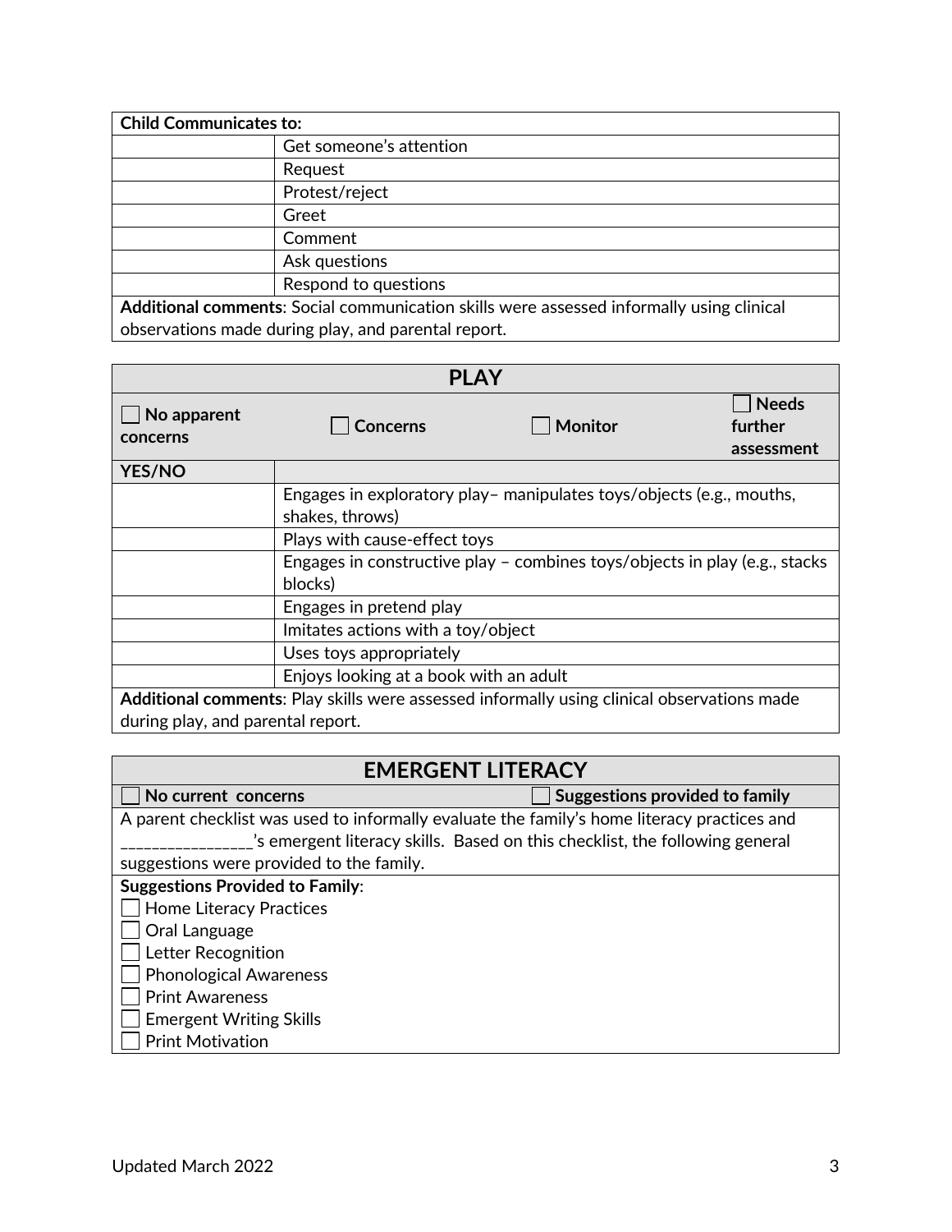| **Child Communicates to:** | |
|---|---|
| | Get someone's attention |
| | Request |
| | Protest/reject |
| | Greet |
| | Comment |
| | Ask questions |
| | Respond to questions |
| **Additional comments**: Social communication skills were assessed informally using clinical observations made during play, and parental report. | |

| **PLAY** | | | |
|---|---|---|---|
| ☐ **No apparent concerns** | ☐ **Concerns** | ☐ **Monitor** | ☐ **Needs further assessment** |
| **YES/NO** | | | |
| | Engages in exploratory play– manipulates toys/objects (e.g., mouths, shakes, throws) | | |
| | Plays with cause-effect toys | | |
| | Engages in constructive play – combines toys/objects in play (e.g., stacks blocks) | | |
| | Engages in pretend play | | |
| | Imitates actions with a toy/object | | |
| | Uses toys appropriately | | |
| | Enjoys looking at a book with an adult | | |
| **Additional comments**: Play skills were assessed informally using clinical observations made during play, and parental report. | | | |

| **EMERGENT LITERACY** | |
|---|---|
| ☐ **No current concerns** | ☐ **Suggestions provided to family** |
| A parent checklist was used to informally evaluate the family's home literacy practices and _______________'s emergent literacy skills. Based on this checklist, the following general suggestions were provided to the family. | |
| **Suggestions Provided to Family**:<br>☐ Home Literacy Practices<br>☐ Oral Language<br>☐ Letter Recognition<br>☐ Phonological Awareness<br>☐ Print Awareness<br>☐ Emergent Writing Skills<br>☐ Print Motivation | |

Updated March 2022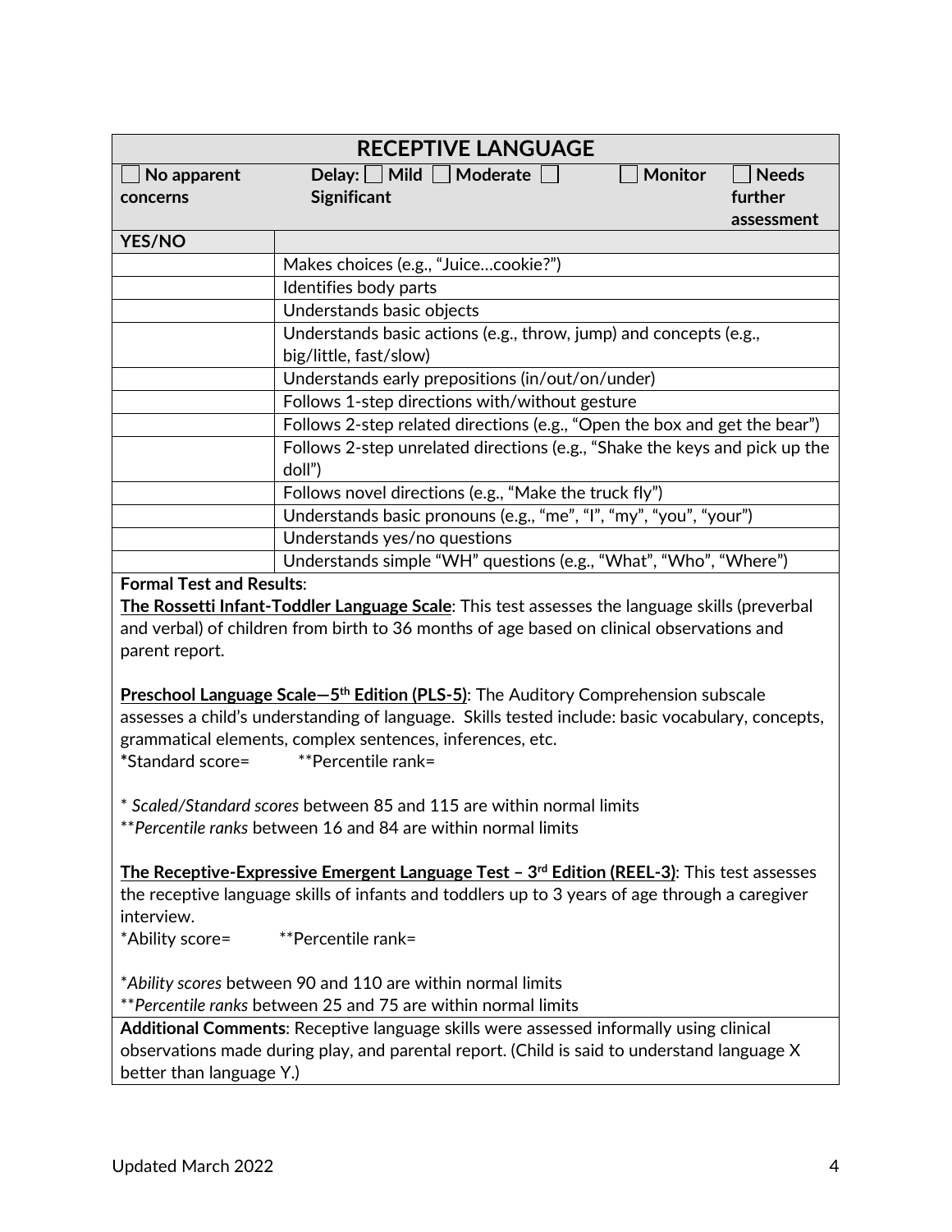## RECEPTIVE LANGUAGE

| ☐ No apparent concerns | Delay: ☐ Mild ☐ Moderate ☐ Significant ☐ Monitor ☐ Needs further assessment |
|---|---|
| **YES/NO** | |
| | Makes choices (e.g., "Juice…cookie?") |
| | Identifies body parts |
| | Understands basic objects |
| | Understands basic actions (e.g., throw, jump) and concepts (e.g., big/little, fast/slow) |
| | Understands early prepositions (in/out/on/under) |
| | Follows 1-step directions with/without gesture |
| | Follows 2-step related directions (e.g., "Open the box and get the bear") |
| | Follows 2-step unrelated directions (e.g., "Shake the keys and pick up the doll") |
| | Follows novel directions (e.g., "Make the truck fly") |
| | Understands basic pronouns (e.g., "me", "I", "my", "you", "your") |
| | Understands yes/no questions |
| | Understands simple "WH" questions (e.g., "What", "Who", "Where") |

**Formal Test and Results**:

**The Rossetti Infant-Toddler Language Scale**: This test assesses the language skills (preverbal and verbal) of children from birth to 36 months of age based on clinical observations and parent report.

**Preschool Language Scale—5th Edition (PLS-5)**: The Auditory Comprehension subscale assesses a child's understanding of language. Skills tested include: basic vocabulary, concepts, grammatical elements, complex sentences, inferences, etc.

*Standard score= **Percentile rank=

* *Scaled/Standard scores* between 85 and 115 are within normal limits

***Percentile ranks* between 16 and 84 are within normal limits

**The Receptive-Expressive Emergent Language Test – 3rd Edition (REEL-3)**: This test assesses the receptive language skills of infants and toddlers up to 3 years of age through a caregiver interview.

*Ability score= **Percentile rank=

**Ability scores* between 90 and 110 are within normal limits

***Percentile ranks* between 25 and 75 are within normal limits

**Additional Comments**: Receptive language skills were assessed informally using clinical observations made during play, and parental report. (Child is said to understand language X better than language Y.)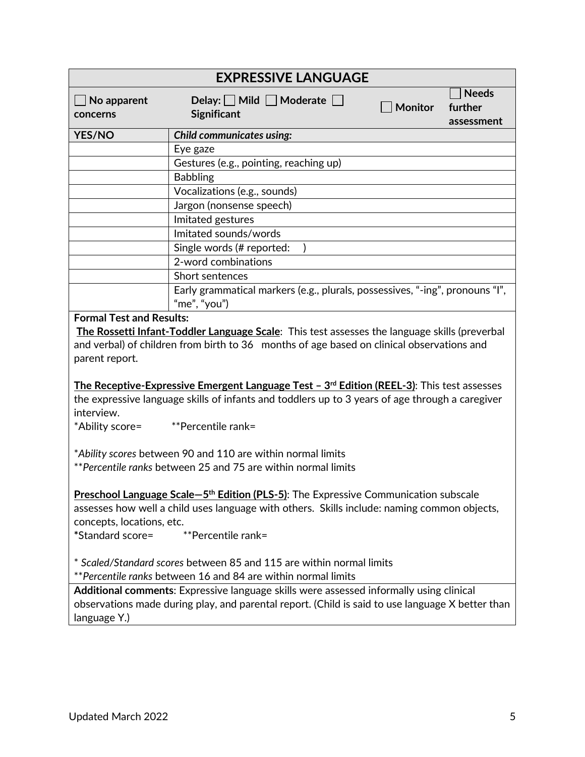## EXPRESSIVE LANGUAGE

☐ **No apparent concerns** | **Delay:** ☐ **Mild** ☐ **Moderate** ☐ **Significant** | ☐ **Monitor** | ☐ **Needs further assessment**

| YES/NO | *Child communicates using:* |
|---|---|
| | Eye gaze |
| | Gestures (e.g., pointing, reaching up) |
| | Babbling |
| | Vocalizations (e.g., sounds) |
| | Jargon (nonsense speech) |
| | Imitated gestures |
| | Imitated sounds/words |
| | Single words (# reported: ) |
| | 2-word combinations |
| | Short sentences |
| | Early grammatical markers (e.g., plurals, possessives, "-ing", pronouns "I", "me", "you") |

**Formal Test and Results:**

**The Rossetti Infant-Toddler Language Scale**: This test assesses the language skills (preverbal and verbal) of children from birth to 36 months of age based on clinical observations and parent report.

**The Receptive-Expressive Emergent Language Test – 3rd Edition (REEL-3)**: This test assesses the expressive language skills of infants and toddlers up to 3 years of age through a caregiver interview.

*Ability score= **Percentile rank=

**Ability scores* between 90 and 110 are within normal limits

***Percentile ranks* between 25 and 75 are within normal limits

**Preschool Language Scale—5th Edition (PLS-5)**: The Expressive Communication subscale assesses how well a child uses language with others. Skills include: naming common objects, concepts, locations, etc.

**Standard score= **Percentile rank=

* *Scaled/Standard scores* between 85 and 115 are within normal limits

***Percentile ranks* between 16 and 84 are within normal limits

**Additional comments**: Expressive language skills were assessed informally using clinical observations made during play, and parental report. (Child is said to use language X better than language Y.)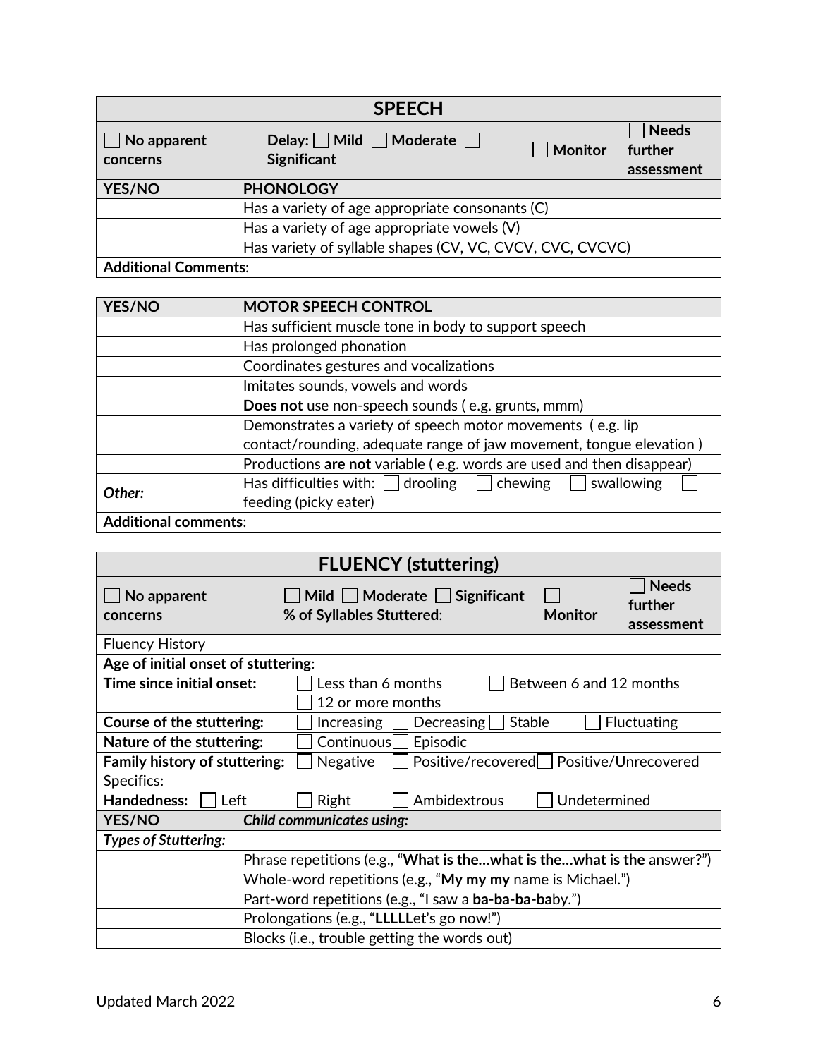## SPEECH

| ☐ No apparent concerns | Delay: ☐ Mild ☐ Moderate ☐ Significant | ☐ Monitor | ☐ Needs further assessment |
|---|---|---|---|

| YES/NO | PHONOLOGY |
|---|---|
| | Has a variety of age appropriate consonants (C) |
| | Has a variety of age appropriate vowels (V) |
| | Has variety of syllable shapes (CV, VC, CVCV, CVC, CVCVC) |
| **Additional Comments**: | |

| YES/NO | MOTOR SPEECH CONTROL |
|---|---|
| | Has sufficient muscle tone in body to support speech |
| | Has prolonged phonation |
| | Coordinates gestures and vocalizations |
| | Imitates sounds, vowels and words |
| | **Does not** use non-speech sounds ( e.g. grunts, mmm) |
| | Demonstrates a variety of speech motor movements ( e.g. lip contact/rounding, adequate range of jaw movement, tongue elevation ) |
| | Productions **are not** variable ( e.g. words are used and then disappear) |
| *Other:* | Has difficulties with: ☐ drooling ☐ chewing ☐ swallowing ☐ feeding (picky eater) |
| **Additional comments**: | |

## FLUENCY (stuttering)

| ☐ No apparent concerns | ☐ Mild ☐ Moderate ☐ Significant<br>% of Syllables Stuttered: | ☐ Monitor | ☐ Needs further assessment |
|---|---|---|---|

Fluency History

**Age of initial onset of stuttering**:

**Time since initial onset:** ☐ Less than 6 months ☐ Between 6 and 12 months ☐ 12 or more months

**Course of the stuttering:** ☐ Increasing ☐ Decreasing ☐ Stable ☐ Fluctuating

**Nature of the stuttering:** ☐ Continuous ☐ Episodic

**Family history of stuttering:** ☐ Negative ☐ Positive/recovered ☐ Positive/Unrecovered
Specifics:

**Handedness:** ☐ Left ☐ Right ☐ Ambidextrous ☐ Undetermined

| YES/NO | *Child communicates using:* |
|---|---|
| ***Types of Stuttering:*** | |
| | Phrase repetitions (e.g., "**What is the…what is the…what is the** answer?") |
| | Whole-word repetitions (e.g., "**My my my** name is Michael.") |
| | Part-word repetitions (e.g., "I saw a **ba-ba-ba-ba**by.") |
| | Prolongations (e.g., "**LLLLL**et's go now!") |
| | Blocks (i.e., trouble getting the words out) |

Updated March 2022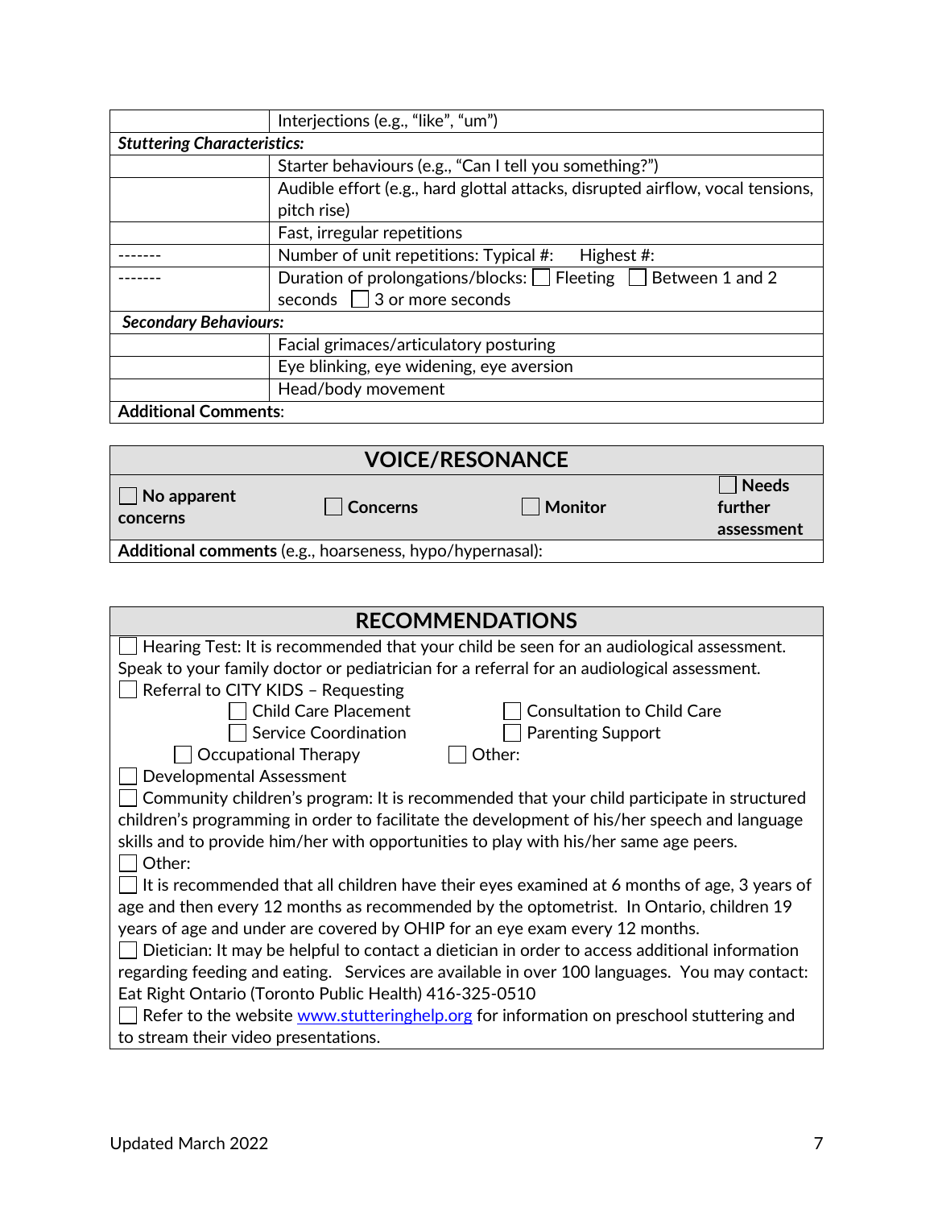| | Interjections (e.g., "like", "um") |
|---|---|
| ***Stuttering Characteristics:*** | |
| | Starter behaviours (e.g., "Can I tell you something?") |
| | Audible effort (e.g., hard glottal attacks, disrupted airflow, vocal tensions, pitch rise) |
| | Fast, irregular repetitions |
| ------- | Number of unit repetitions: Typical #: Highest #: |
| ------- | Duration of prolongations/blocks: ☐ Fleeting ☐ Between 1 and 2 seconds ☐ 3 or more seconds |
| ***Secondary Behaviours:*** | |
| | Facial grimaces/articulatory posturing |
| | Eye blinking, eye widening, eye aversion |
| | Head/body movement |
| **Additional Comments**: | |

## VOICE/RESONANCE

| ☐ **No apparent concerns** | ☐ **Concerns** | ☐ **Monitor** | ☐ **Needs further assessment** |
|---|---|---|---|
| **Additional comments** (e.g., hoarseness, hypo/hypernasal): | | | |

## RECOMMENDATIONS

☐ Hearing Test: It is recommended that your child be seen for an audiological assessment. Speak to your family doctor or pediatrician for a referral for an audiological assessment.

☐ Referral to CITY KIDS – Requesting
- ☐ Child Care Placement
- ☐ Consultation to Child Care
- ☐ Service Coordination
- ☐ Parenting Support
- ☐ Occupational Therapy
- ☐ Other:

☐ Developmental Assessment

☐ Community children's program: It is recommended that your child participate in structured children's programming in order to facilitate the development of his/her speech and language skills and to provide him/her with opportunities to play with his/her same age peers.

☐ Other:

☐ It is recommended that all children have their eyes examined at 6 months of age, 3 years of age and then every 12 months as recommended by the optometrist. In Ontario, children 19 years of age and under are covered by OHIP for an eye exam every 12 months.

☐ Dietician: It may be helpful to contact a dietician in order to access additional information regarding feeding and eating. Services are available in over 100 languages. You may contact: Eat Right Ontario (Toronto Public Health) 416-325-0510

☐ Refer to the website www.stutteringhelp.org for information on preschool stuttering and to stream their video presentations.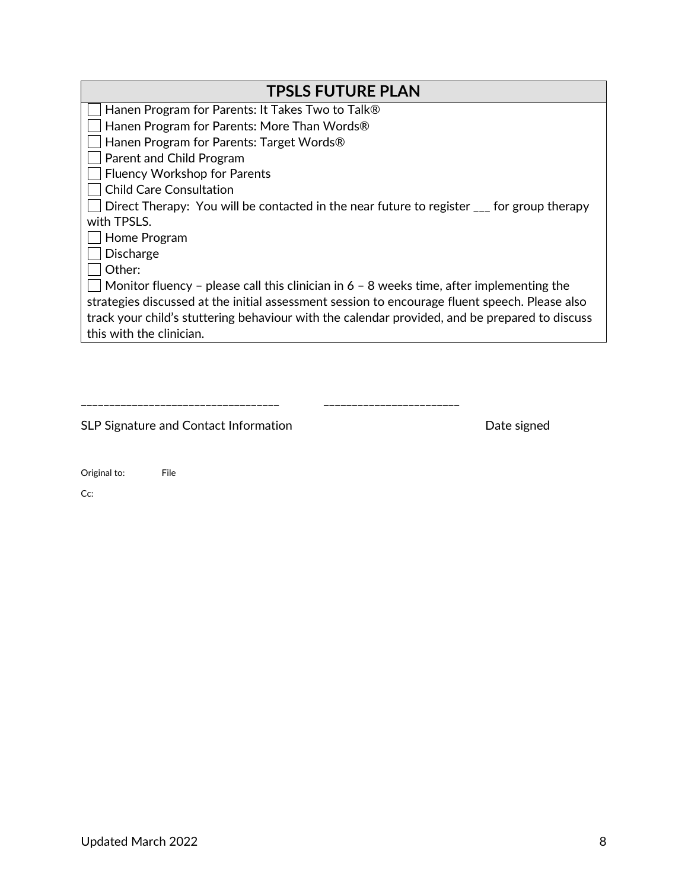## TPSLS FUTURE PLAN

- [ ] Hanen Program for Parents: It Takes Two to Talk®
- [ ] Hanen Program for Parents: More Than Words®
- [ ] Hanen Program for Parents: Target Words®
- [ ] Parent and Child Program
- [ ] Fluency Workshop for Parents
- [ ] Child Care Consultation
- [ ] Direct Therapy: You will be contacted in the near future to register ___ for group therapy with TPSLS.
- [ ] Home Program
- [ ] Discharge
- [ ] Other:
- [ ] Monitor fluency – please call this clinician in 6 – 8 weeks time, after implementing the strategies discussed at the initial assessment session to encourage fluent speech. Please also track your child's stuttering behaviour with the calendar provided, and be prepared to discuss this with the clinician.

___________________________________ ________________________

SLP Signature and Contact Information Date signed

Original to: File

Cc: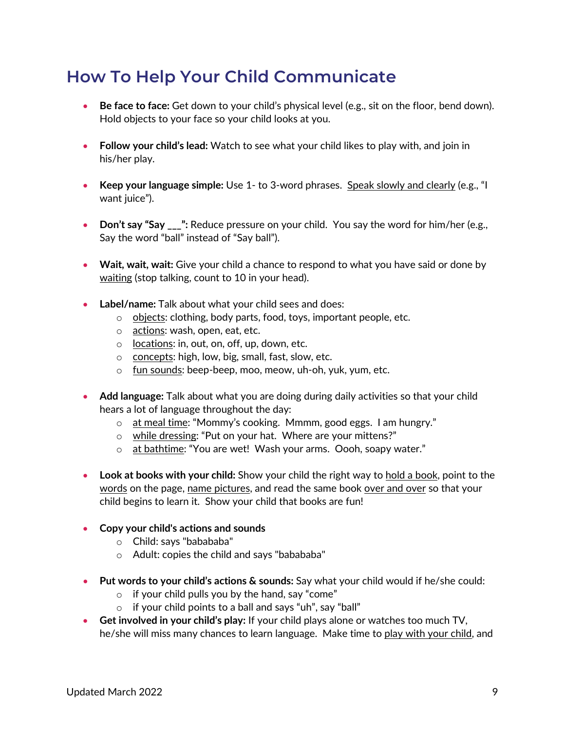# How To Help Your Child Communicate

- **Be face to face:** Get down to your child's physical level (e.g., sit on the floor, bend down). Hold objects to your face so your child looks at you.

- **Follow your child's lead:** Watch to see what your child likes to play with, and join in his/her play.

- **Keep your language simple:** Use 1- to 3-word phrases. <u>Speak slowly and clearly</u> (e.g., "I want juice").

- **Don't say "Say ___":** Reduce pressure on your child. You say the word for him/her (e.g., Say the word "ball" instead of "Say ball").

- **Wait, wait, wait:** Give your child a chance to respond to what you have said or done by <u>waiting</u> (stop talking, count to 10 in your head).

- **Label/name:** Talk about what your child sees and does:
  - <u>objects</u>: clothing, body parts, food, toys, important people, etc.
  - <u>actions</u>: wash, open, eat, etc.
  - <u>locations</u>: in, out, on, off, up, down, etc.
  - <u>concepts</u>: high, low, big, small, fast, slow, etc.
  - <u>fun sounds</u>: beep-beep, moo, meow, uh-oh, yuk, yum, etc.

- **Add language:** Talk about what you are doing during daily activities so that your child hears a lot of language throughout the day:
  - <u>at meal time</u>: "Mommy's cooking. Mmmm, good eggs. I am hungry."
  - <u>while dressing</u>: "Put on your hat. Where are your mittens?"
  - <u>at bathtime</u>: "You are wet! Wash your arms. Oooh, soapy water."

- **Look at books with your child:** Show your child the right way to <u>hold a book</u>, point to the <u>words</u> on the page, <u>name pictures</u>, and read the same book <u>over and over</u> so that your child begins to learn it. Show your child that books are fun!

- **Copy your child's actions and sounds**
  - Child: says "babababa"
  - Adult: copies the child and says "babababa"

- **Put words to your child's actions & sounds:** Say what your child would if he/she could:
  - if your child pulls you by the hand, say "come"
  - if your child points to a ball and says "uh", say "ball"
- **Get involved in your child's play:** If your child plays alone or watches too much TV, he/she will miss many chances to learn language. Make time to <u>play with your child</u>, and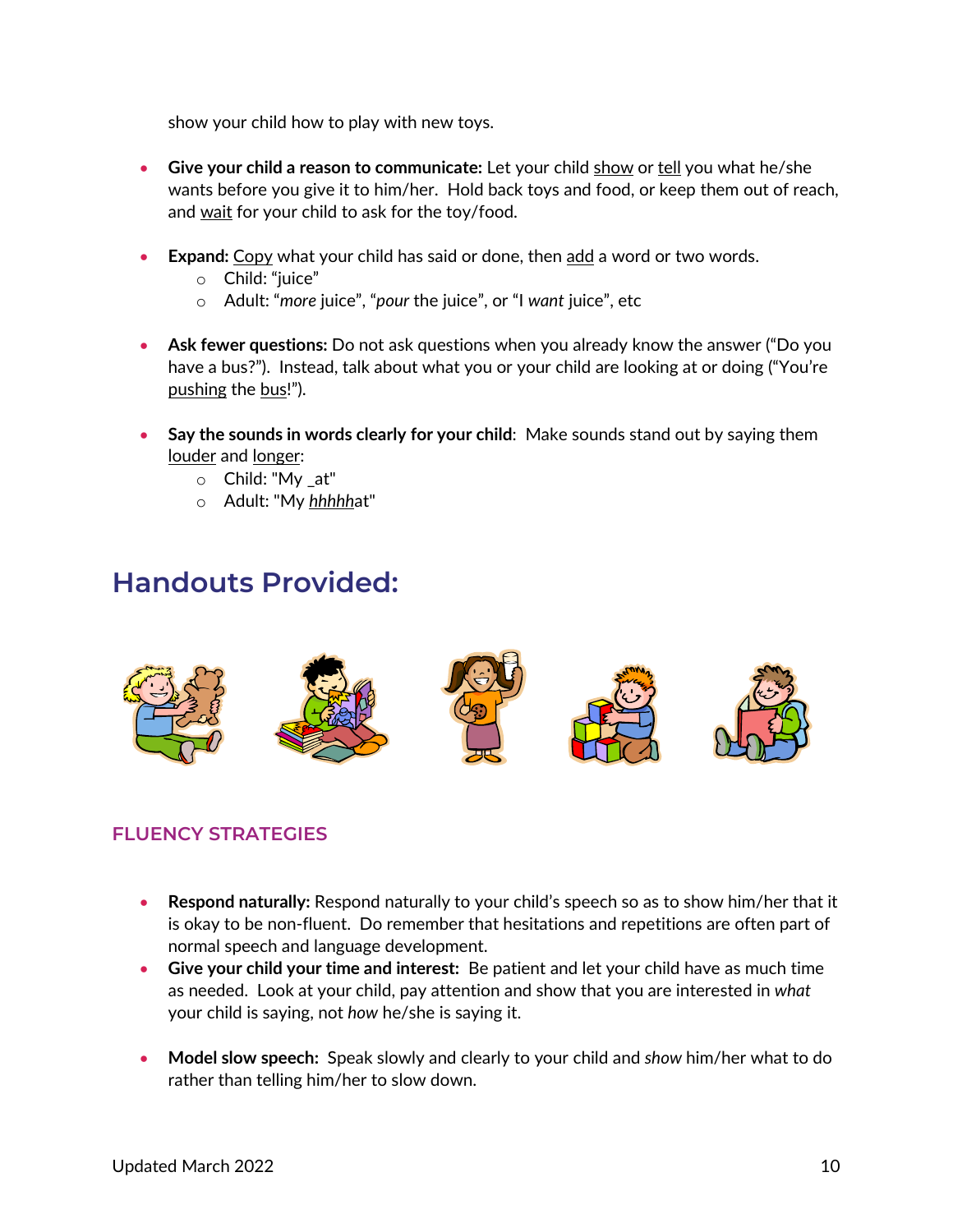show your child how to play with new toys.

- **Give your child a reason to communicate:** Let your child show or tell you what he/she wants before you give it to him/her. Hold back toys and food, or keep them out of reach, and wait for your child to ask for the toy/food.

- **Expand:** Copy what your child has said or done, then add a word or two words.
  - Child: "juice"
  - Adult: "*more* juice", "*pour* the juice", or "I *want* juice", etc

- **Ask fewer questions:** Do not ask questions when you already know the answer ("Do you have a bus?"). Instead, talk about what you or your child are looking at or doing ("You're pushing the bus!").

- **Say the sounds in words clearly for your child**: Make sounds stand out by saying them louder and longer:
  - Child: "My _at"
  - Adult: "My *hhhhh*at"

## Handouts Provided:

### FLUENCY STRATEGIES

- **Respond naturally:** Respond naturally to your child's speech so as to show him/her that it is okay to be non-fluent. Do remember that hesitations and repetitions are often part of normal speech and language development.
- **Give your child your time and interest:** Be patient and let your child have as much time as needed. Look at your child, pay attention and show that you are interested in *what* your child is saying, not *how* he/she is saying it.

- **Model slow speech:** Speak slowly and clearly to your child and *show* him/her what to do rather than telling him/her to slow down.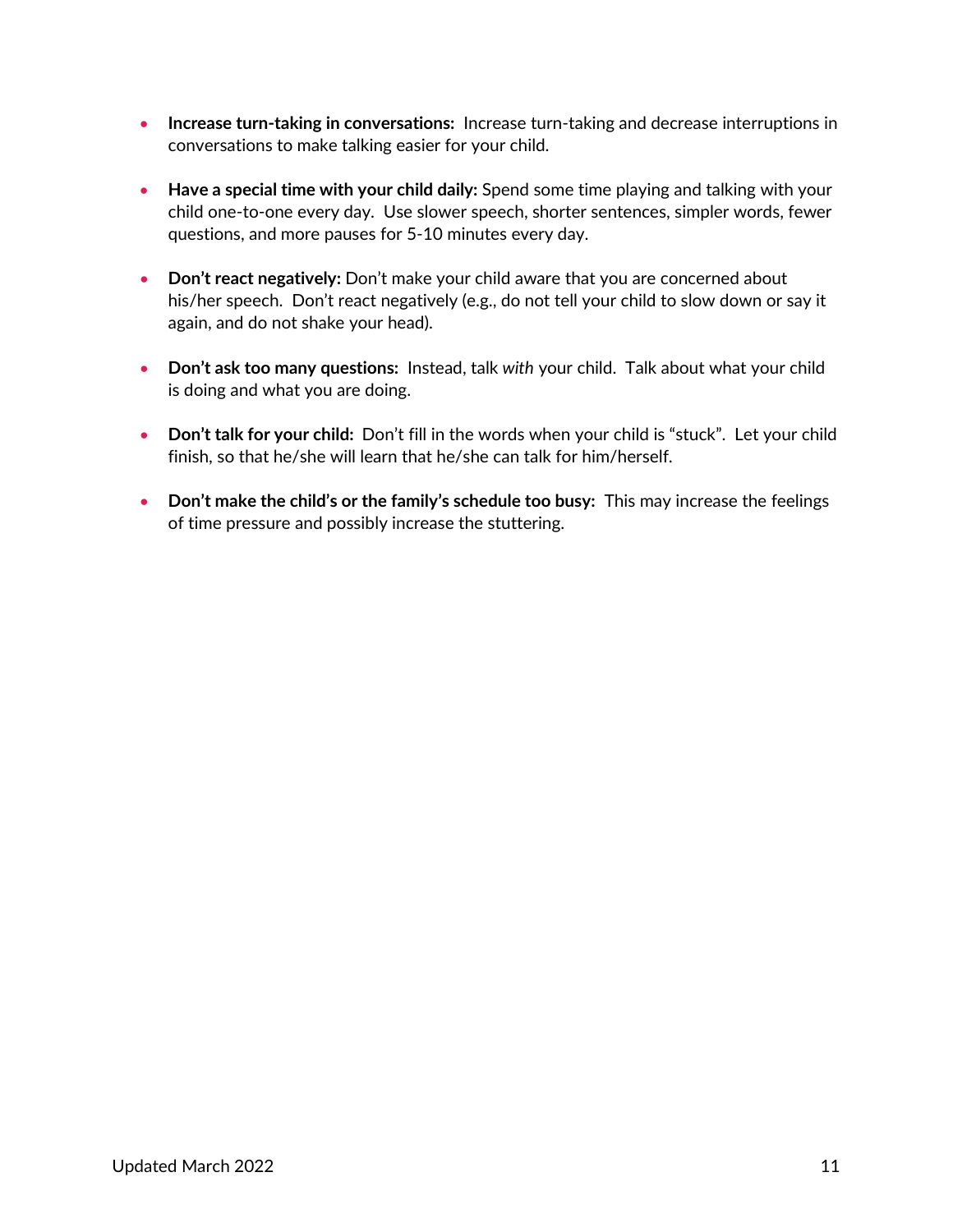- **Increase turn-taking in conversations:** Increase turn-taking and decrease interruptions in conversations to make talking easier for your child.

- **Have a special time with your child daily:** Spend some time playing and talking with your child one-to-one every day. Use slower speech, shorter sentences, simpler words, fewer questions, and more pauses for 5-10 minutes every day.

- **Don't react negatively:** Don't make your child aware that you are concerned about his/her speech. Don't react negatively (e.g., do not tell your child to slow down or say it again, and do not shake your head).

- **Don't ask too many questions:** Instead, talk *with* your child. Talk about what your child is doing and what you are doing.

- **Don't talk for your child:** Don't fill in the words when your child is "stuck". Let your child finish, so that he/she will learn that he/she can talk for him/herself.

- **Don't make the child's or the family's schedule too busy:** This may increase the feelings of time pressure and possibly increase the stuttering.